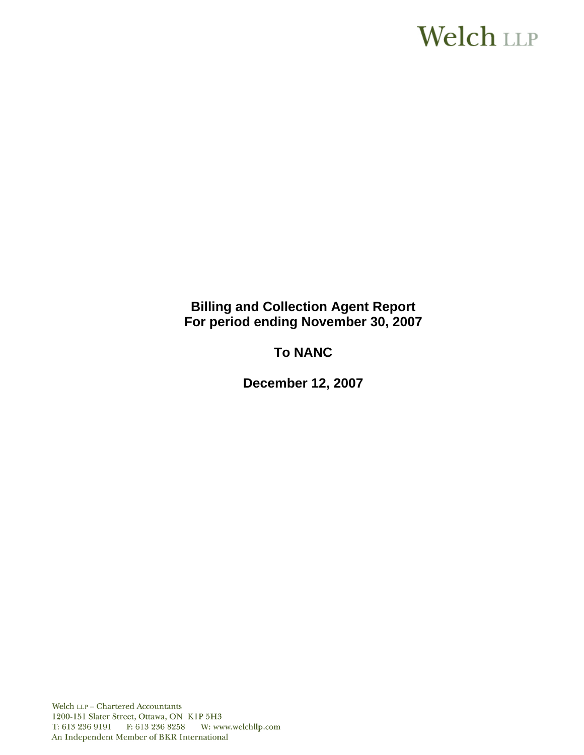Welch LLP

# Billing and Collection Agent Report
# For period ending November 30, 2007

## To NANC

## December 12, 2007

Welch LLP – Chartered Accountants
1200-151 Slater Street, Ottawa, ON K1P 5H3
T: 613 236 9191 F: 613 236 8258 W: www.welchllp.com
An Independent Member of BKR International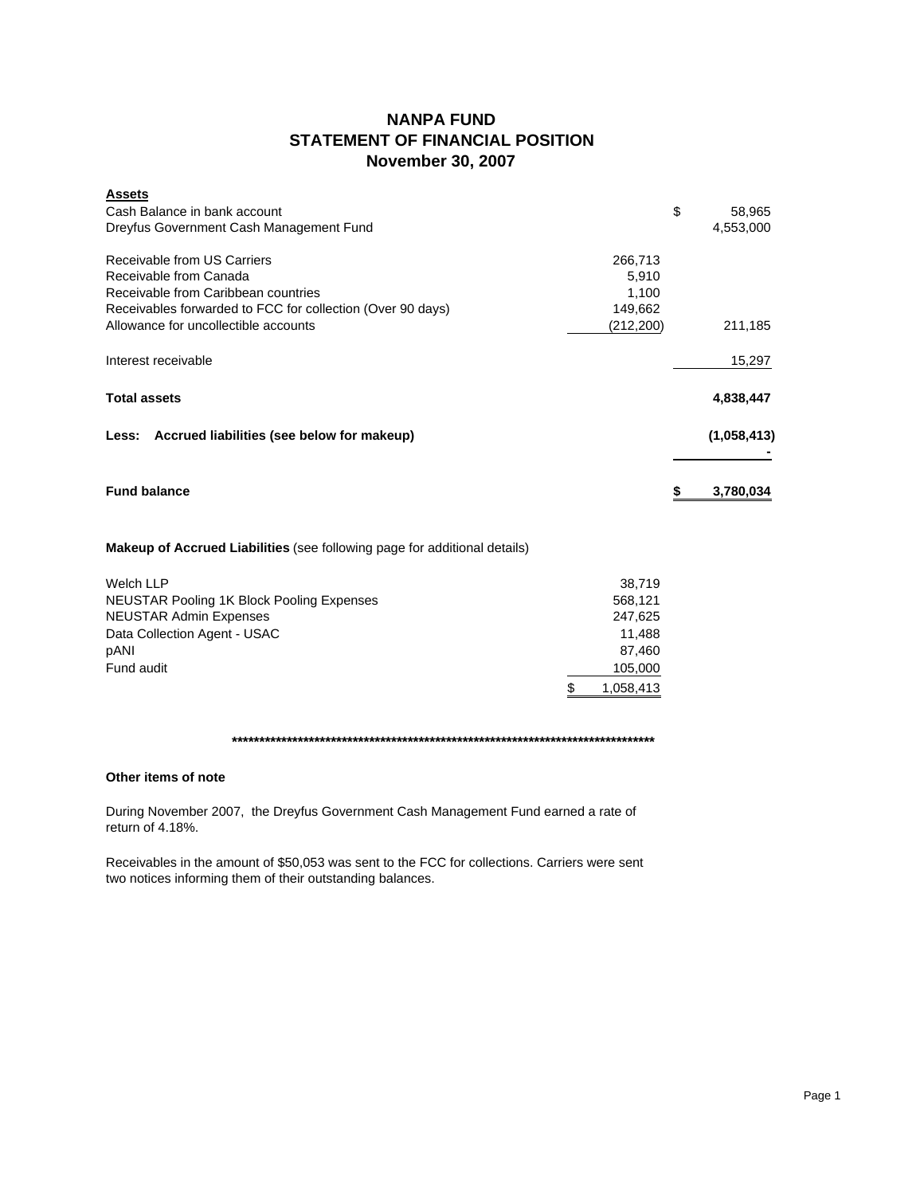# NANPA FUND
## STATEMENT OF FINANCIAL POSITION
### November 30, 2007

| **Assets** | | |
|---|---|---|
| Cash Balance in bank account | | $ 58,965 |
| Dreyfus Government Cash Management Fund | | 4,553,000 |
| | | |
| Receivable from US Carriers | 266,713 | |
| Receivable from Canada | 5,910 | |
| Receivable from Caribbean countries | 1,100 | |
| Receivables forwarded to FCC for collection (Over 90 days) | 149,662 | |
| Allowance for uncollectible accounts | (212,200) | 211,185 |
| | | |
| Interest receivable | | 15,297 |
| | | |
| **Total assets** | | **4,838,447** |
| | | |
| **Less: Accrued liabilities (see below for makeup)** | | **(1,058,413)** |
| | | **-** |
| | | |
| **Fund balance** | | **$ 3,780,034** |

**Makeup of Accrued Liabilities** (see following page for additional details)

| | |
|---|---|
| Welch LLP | 38,719 |
| NEUSTAR Pooling 1K Block Pooling Expenses | 568,121 |
| NEUSTAR Admin Expenses | 247,625 |
| Data Collection Agent - USAC | 11,488 |
| pANI | 87,460 |
| Fund audit | 105,000 |
| | $ 1,058,413 |

********************************************************************************

**Other items of note**

During November 2007, the Dreyfus Government Cash Management Fund earned a rate of return of 4.18%.

Receivables in the amount of $50,053 was sent to the FCC for collections. Carriers were sent two notices informing them of their outstanding balances.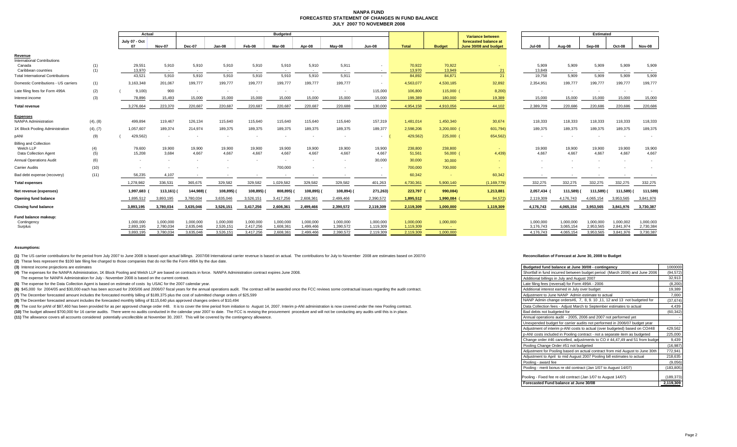# NANPA FUND
## FORECASTED STATEMENT OF CHANGES IN FUND BALANCE
### JULY 2007 TO NOVEMBER 2008

| | | Actual | | Budgeted | | | | | | | | | Variance between forecasted balance at June 30/08 and budget | Estimated | | | | |
|---|---|---|---|---|---|---|---|---|---|---|---|---|---|---|---|---|---|---|
| | | July 07 - Oct 07 | Nov-07 | Dec-07 | Jan-08 | Feb-08 | Mar-08 | Apr-08 | May-08 | Jun-08 | Total | Budget | | Jul-08 | Aug-08 | Sep-08 | Oct-08 | Nov-08 |
| **Revenue** | | | | | | | | | | | | | | | | | | |
| International Contributions | | | | | | | | | | | | | | | | | | |
| Canada | (1) | 29,551 | 5,910 | 5,910 | 5,910 | 5,910 | 5,910 | 5,910 | 5,911 | - | 70,922 | 70,922 | - | 5,909 | 5,909 | 5,909 | 5,909 | 5,909 |
| Caribbean countries | (1) | 13,970 | - | - | - | - | - | - | - | - | 13,970 | 13,949 | 21 | 13,849 | - | - | - | - |
| Total International Contributions | | 43,521 | 5,910 | 5,910 | 5,910 | 5,910 | 5,910 | 5,910 | 5,911 | - | 84,892 | 84,871 | 21 | 19,758 | 5,909 | 5,909 | 5,909 | 5,909 |
| Domestic Contributions - US carriers | (1) | 3,163,348 | 201,067 | 199,777 | 199,777 | 199,777 | 199,777 | 199,777 | 199,777 | - | 4,563,077 | 4,530,185 | 32,892 | 2,354,951 | 199,777 | 199,777 | 199,777 | 199,777 |
| Late filing fees for Form 499A | (2) | (9,100) | 900 | - | - | - | - | - | - | 115,000 | 106,800 | 115,000 | (8,200) | - | - | - | - | - |
| Interest income | (3) | 78,896 | 15,493 | 15,000 | 15,000 | 15,000 | 15,000 | 15,000 | 15,000 | 15,000 | 199,389 | 180,000 | 19,389 | 15,000 | 15,000 | 15,000 | 15,000 | 15,000 |
| **Total revenue** | | 3,276,664 | 223,370 | 220,687 | 220,687 | 220,687 | 220,687 | 220,687 | 220,688 | 130,000 | 4,954,158 | 4,910,056 | 44,102 | 2,389,709 | 220,686 | 220,686 | 220,686 | 220,686 |
| **Expenses** | | | | | | | | | | | | | | | | | | |
| NANPA Administration | (4), (8) | 499,894 | 119,467 | 126,134 | 115,640 | 115,640 | 115,640 | 115,640 | 115,640 | 157,319 | 1,481,014 | 1,450,340 | 30,674 | 118,333 | 118,333 | 118,333 | 118,333 | 118,333 |
| 1K Block Pooling Administration | (4), (7) | 1,057,607 | 189,374 | 214,974 | 189,375 | 189,375 | 189,375 | 189,375 | 189,375 | 189,377 | 2,598,206 | 3,200,000 | (601,794) | 189,375 | 189,375 | 189,375 | 189,375 | 189,375 |
| pANI | (9) | (429,562) | - | - | - | - | - | - | - | - | (429,562) | 225,000 | (654,562) | - | - | - | - | - |
| Billing and Collection | | | | | | | | | | | | | | | | | | |
| Welch LLP | (4) | 79,600 | 19,900 | 19,900 | 19,900 | 19,900 | 19,900 | 19,900 | 19,900 | 19,900 | 238,800 | 238,800 | - | 19,900 | 19,900 | 19,900 | 19,900 | 19,900 |
| Data Collection Agent | (5) | 15,208 | 3,684 | 4,667 | 4,667 | 4,667 | 4,667 | 4,667 | 4,667 | 4,667 | 51,561 | 56,000 | (4,439) | 4,667 | 4,667 | 4,667 | 4,667 | 4,667 |
| Annual Operations Audit | (6) | - | - | - | - | - | - | - | - | 30,000 | 30,000 | 30,000 | - | - | - | - | - | - |
| Carrier Audits | (10) | - | - | - | - | - | 700,000 | - | - | - | 700,000 | 700,000 | - | - | - | - | - | - |
| Bad debt expense (recovery) | (11) | 56,235 | 4,107 | - | - | - | - | - | - | - | 60,342 | - | 60,342 | - | - | - | - | - |
| **Total expenses** | | 1,278,982 | 336,531 | 365,675 | 329,582 | 329,582 | 1,029,582 | 329,582 | 329,582 | 401,263 | 4,730,361 | 5,900,140 | (1,169,779) | 332,275 | 332,275 | 332,275 | 332,275 | 332,275 |
| **Net revenue (expenses)** | | 1,997,683 | (113,161) | (144,988) | (108,895) | (108,895) | (808,895) | (108,895) | (108,894) | (271,263) | 223,797 | (990,084) | 1,213,881 | 2,057,434 | (111,589) | (111,589) | (111,589) | (111,589) |
| **Opening fund balance** | | 1,895,512 | 3,893,195 | 3,780,034 | 3,635,046 | 3,526,151 | 3,417,256 | 2,608,361 | 2,499,466 | 2,390,572 | 1,895,512 | 1,990,084 | (94,572) | 2,119,309 | 4,176,743 | 4,065,154 | 3,953,565 | 3,841,976 |
| **Closing fund balance** | | 3,893,195 | 3,780,034 | 3,635,046 | 3,526,151 | 3,417,256 | 2,608,361 | 2,499,466 | 2,390,572 | 2,119,309 | 2,119,309 | 1,000,000 | 1,119,309 | 4,176,743 | 4,065,154 | 3,953,565 | 3,841,976 | 3,730,387 |
| **Fund balance makeup:** | | | | | | | | | | | | | | | | | | |
| Contingency | | 1,000,000 | 1,000,000 | 1,000,000 | 1,000,000 | 1,000,000 | 1,000,000 | 1,000,000 | 1,000,000 | 1,000,000 | 1,000,000 | 1,000,000 | | 1,000,000 | 1,000,000 | 1,000,000 | 1,000,002 | 1,000,003 |
| Surplus | | 2,893,195 | 2,780,034 | 2,635,046 | 2,526,151 | 2,417,256 | 1,608,361 | 1,499,466 | 1,390,572 | 1,119,309 | 1,119,309 | - | | 3,176,743 | 3,065,154 | 2,953,565 | 2,841,974 | 2,730,384 |
| | | 3,893,195 | 3,780,034 | 3,635,046 | 3,526,151 | 3,417,256 | 2,608,361 | 2,499,466 | 2,390,572 | 2,119,309 | 2,119,309 | 1,000,000 | | 4,176,743 | 4,065,154 | 3,953,565 | 3,841,976 | 3,730,387 |

**Assumptions:**

**(1)** The US carrier contributions for the period from July 2007 to June 2008 is based upon actual billings. 2007/08 International carrier revenue is based on actual. The contributions for July to November 2008 are estimates based on 2007/0

**(2)** These fees represent the $100 late filing fee charged to those companies that do not file the Form 499A by the due date.

**(3)** Interest income projections are estimates

**(4)** The expenses for the NANPA Administration, 1K Block Pooling and Welch LLP are based on contracts in force. NANPA Administration contract expires June 2008.

The expense for NANPA Administration for July - November 2008 is based on the current contract.

**(5)** The expense for the Data Collection Agent is based on estimate of costs by USAC for the 2007 calendar year.

**(6)** $45,000 for 2004/05 and $30,000 each has been accrued for 2005/06 and 2006/07 fiscal years for the annual operations audit. The contract will be awarded once the FCC reviews some contractual issues regarding the audit contract.

**(7)** The December forecasted amount includes the forecasted monthly billing of $189,375 plus the cost of submitted change orders of $25,599

**(8)** The December forecasted amount includes the forecasted monthly billing of $115,640 plus approved changes orders of $10,494

**(9)** The cost for pANI of $87,460 has been provided for as per approved change order #48. It is to cover the time period from initiation to August 14, 2007. Interim p-ANI administration is now covered under the new Pooling contract.

**(10)** The budget allowed $700,000 for 16 carrier audits. There were no audits conducted in the calendar year 2007 to date. The FCC is revising the procurement procedure and will not be conducting any audits until this is in place.

**(11)** The allowance covers all accounts considered potentially uncollectible at November 30, 2007. This will be covered by the contingency allowance.

**Reconciliation of Forecast at June 30, 2008 to Budget**

| | |
|---|---|
| Budgeted fund balance at June 30/08 - contingency | 1000000 |
| Shortfall in fund incurred between budget period (March 2006) and June 2006 | (94,572) |
| Additional billings in July and August 2007 | 32,913 |
| Late filing fees (reversal) for Form 499A - 2006 | (8,200) |
| Additional interest earned in July over budget | 19,389 |
| Adjustment to June NANP Admin estimate to actual | 7,000 |
| NANP Admin change orders#6, 7, 8, 9. 10 ,11, 12 and 13 not budgeted for | (37,674) |
| Data Collection fees - Adjust March to September estimates to actual | 4,439 |
| Bad debts not budgeted for | (60,342) |
| Annual operations audit - 2005, 2006 and 2007 not performed yet | - |
| Unexpended budget for carrier audits not performed in 2006/07 budget year | - |
| Adjustment of interim p-ANI costs to actual (over budgeted) based on CO#48 | 429,562 |
| p-ANI costs included in Pooling contract - not a separate item as budgeted | 225,000 |
| Change order #46 cancelled, adjustments to CO # 44,47,49 and 51 from budge | 9,439 |
| Pooling Change Order #51 not budgeted | (16,987) |
| Adjustment for Pooling based on actual contract from mid August to June 30th | 772,941 |
| Adjustment to April to mid August 2007 Pooling bill estimates to actual | 218,635 |
| Pooling - award fee | (9,056) |
| Pooling - merit bonus re old contract (Jan 1/07 to August 14/07) | (183,805) |
| Pooling - Fixed fee re old contract (Jan 1/07 to August 14/07) | (189,373) |
| **Forecasted Fund balance at June 30/08** | **2,119,309** |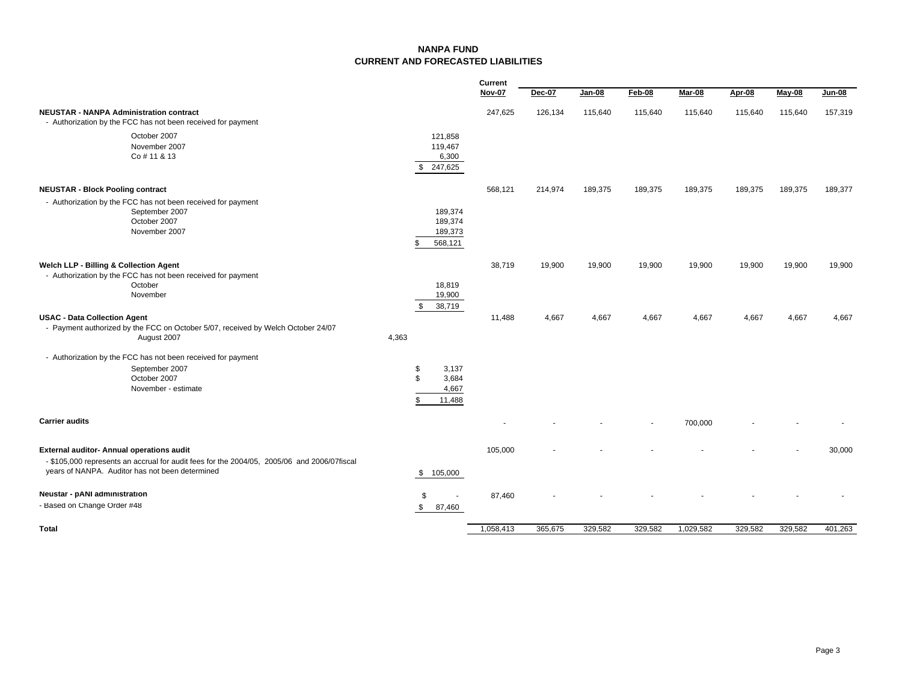# NANPA FUND
## CURRENT AND FORECASTED LIABILITIES

| | | | Current Nov-07 | Dec-07 | Jan-08 | Feb-08 | Mar-08 | Apr-08 | May-08 | Jun-08 |
|---|---|---|---|---|---|---|---|---|---|---|
| **NEUSTAR - NANPA Administration contract** | | | 247,625 | 126,134 | 115,640 | 115,640 | 115,640 | 115,640 | 115,640 | 157,319 |
| - Authorization by the FCC has not been received for payment | | | | | | | | | | |
| October 2007 | | 121,858 | | | | | | | | |
| November 2007 | | 119,467 | | | | | | | | |
| Co # 11 & 13 | | 6,300 | | | | | | | | |
| | | $ 247,625 | | | | | | | | |
| **NEUSTAR - Block Pooling contract** | | | 568,121 | 214,974 | 189,375 | 189,375 | 189,375 | 189,375 | 189,375 | 189,377 |
| - Authorization by the FCC has not been received for payment | | | | | | | | | | |
| September 2007 | | 189,374 | | | | | | | | |
| October 2007 | | 189,374 | | | | | | | | |
| November 2007 | | 189,373 | | | | | | | | |
| | | $ 568,121 | | | | | | | | |
| **Welch LLP - Billing & Collection Agent** | | | 38,719 | 19,900 | 19,900 | 19,900 | 19,900 | 19,900 | 19,900 | 19,900 |
| - Authorization by the FCC has not been received for payment | | | | | | | | | | |
| October | | 18,819 | | | | | | | | |
| November | | 19,900 | | | | | | | | |
| | | $ 38,719 | | | | | | | | |
| **USAC - Data Collection Agent** | | | 11,488 | 4,667 | 4,667 | 4,667 | 4,667 | 4,667 | 4,667 | 4,667 |
| - Payment authorized by the FCC on October 5/07, received by Welch October 24/07 | | | | | | | | | | |
| August 2007 | 4,363 | | | | | | | | | |
| - Authorization by the FCC has not been received for payment | | | | | | | | | | |
| September 2007 | | $ 3,137 | | | | | | | | |
| October 2007 | | $ 3,684 | | | | | | | | |
| November - estimate | | 4,667 | | | | | | | | |
| | | $ 11,488 | | | | | | | | |
| **Carrier audits** | | | - | - | - | - | 700,000 | - | - | - |
| **External auditor- Annual operations audit** | | | 105,000 | - | - | - | - | - | - | 30,000 |
| - $105,000 represents an accrual for audit fees for the 2004/05, 2005/06 and 2006/07fiscal years of NANPA. Auditor has not been determined | | $ 105,000 | | | | | | | | |
| **Neustar - pANI administration** | | $ - | 87,460 | - | - | - | - | - | - | - |
| - Based on Change Order #48 | | $ 87,460 | | | | | | | | |
| **Total** | | | 1,058,413 | 365,675 | 329,582 | 329,582 | 1,029,582 | 329,582 | 329,582 | 401,263 |